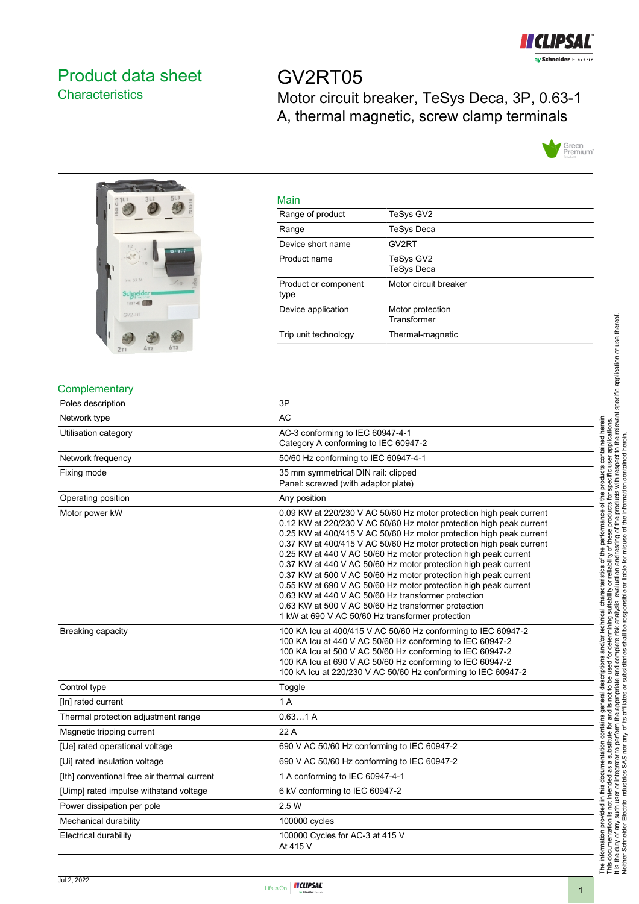# Product data sheet
## Characteristics

# GV2RT05
Motor circuit breaker, TeSys Deca, 3P, 0.63-1 A, thermal magnetic, screw clamp terminals

## Main

| | |
|---|---|
| Range of product | TeSys GV2 |
| Range | TeSys Deca |
| Device short name | GV2RT |
| Product name | TeSys GV2<br>TeSys Deca |
| Product or component type | Motor circuit breaker |
| Device application | Motor protection<br>Transformer |
| Trip unit technology | Thermal-magnetic |

## Complementary

| | |
|---|---|
| Poles description | 3P |
| Network type | AC |
| Utilisation category | AC-3 conforming to IEC 60947-4-1<br>Category A conforming to IEC 60947-2 |
| Network frequency | 50/60 Hz conforming to IEC 60947-4-1 |
| Fixing mode | 35 mm symmetrical DIN rail: clipped<br>Panel: screwed (with adaptor plate) |
| Operating position | Any position |
| Motor power kW | 0.09 KW at 220/230 V AC 50/60 Hz motor protection high peak current<br>0.12 KW at 220/230 V AC 50/60 Hz motor protection high peak current<br>0.25 KW at 400/415 V AC 50/60 Hz motor protection high peak current<br>0.37 KW at 400/415 V AC 50/60 Hz motor protection high peak current<br>0.25 KW at 440 V AC 50/60 Hz motor protection high peak current<br>0.37 KW at 440 V AC 50/60 Hz motor protection high peak current<br>0.37 KW at 500 V AC 50/60 Hz motor protection high peak current<br>0.55 KW at 690 V AC 50/60 Hz motor protection high peak current<br>0.63 KW at 440 V AC 50/60 Hz transformer protection<br>0.63 KW at 500 V AC 50/60 Hz transformer protection<br>1 kW at 690 V AC 50/60 Hz transformer protection |
| Breaking capacity | 100 KA Icu at 400/415 V AC 50/60 Hz conforming to IEC 60947-2<br>100 KA Icu at 440 V AC 50/60 Hz conforming to IEC 60947-2<br>100 KA Icu at 500 V AC 50/60 Hz conforming to IEC 60947-2<br>100 KA Icu at 690 V AC 50/60 Hz conforming to IEC 60947-2<br>100 kA Icu at 220/230 V AC 50/60 Hz conforming to IEC 60947-2 |
| Control type | Toggle |
| [In] rated current | 1 A |
| Thermal protection adjustment range | 0.63…1 A |
| Magnetic tripping current | 22 A |
| [Ue] rated operational voltage | 690 V AC 50/60 Hz conforming to IEC 60947-2 |
| [Ui] rated insulation voltage | 690 V AC 50/60 Hz conforming to IEC 60947-2 |
| [Ith] conventional free air thermal current | 1 A conforming to IEC 60947-4-1 |
| [Uimp] rated impulse withstand voltage | 6 kV conforming to IEC 60947-2 |
| Power dissipation per pole | 2.5 W |
| Mechanical durability | 100000 cycles |
| Electrical durability | 100000 Cycles for AC-3 at 415 V<br>At 415 V |

The information provided in this documentation contains general descriptions and/or technical characteristics of the performance of the products contained herein. This documentation is not intended as a substitute for and is not to be used for determining suitability or reliability of these products for specific user applications. It is the duty of any such user or integrator to perform the appropriate and complete risk analysis, evaluation and testing of the products with respect to the relevant specific application or use thereof. Neither Schneider Electric Industries SAS nor any of its affiliates or subsidiaries shall be responsible or liable for misuse of the information contained herein.

Jul 2, 2022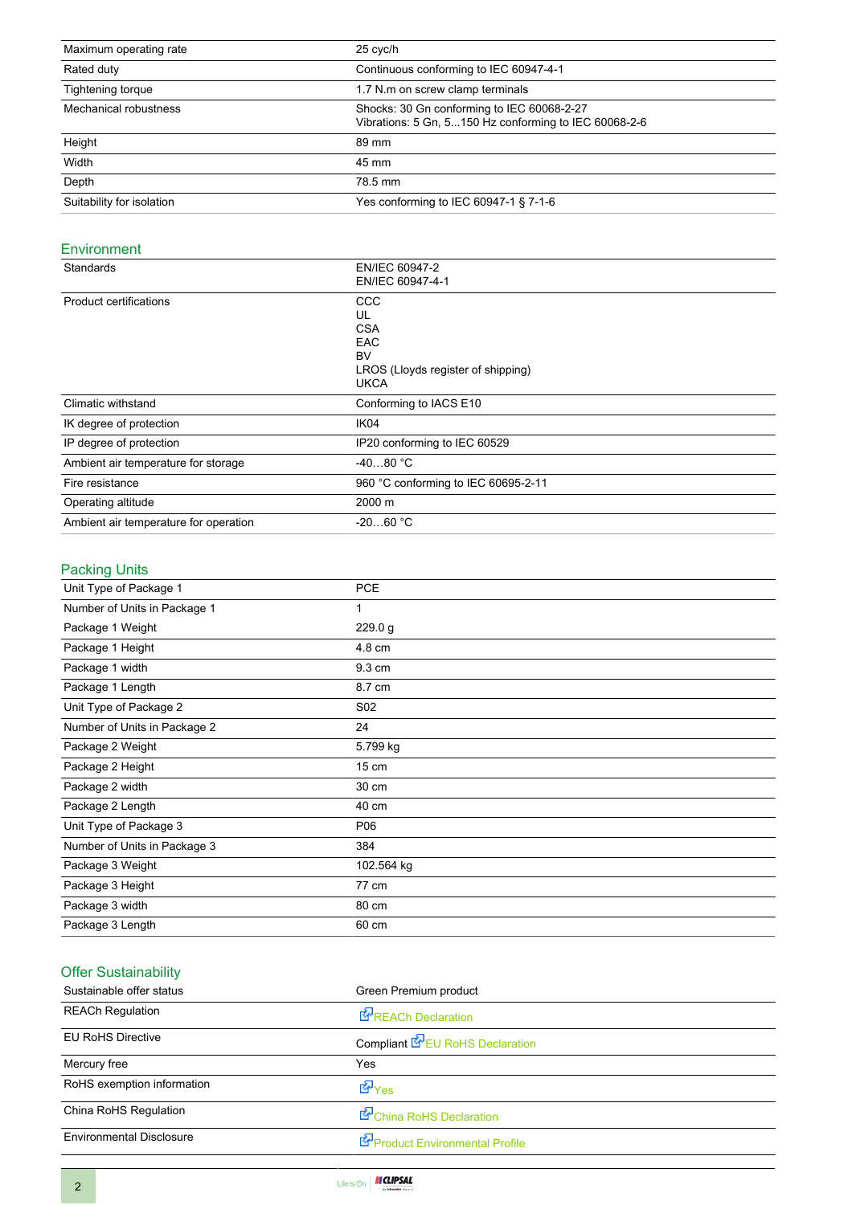| | |
|---|---|
| Maximum operating rate | 25 cyc/h |
| Rated duty | Continuous conforming to IEC 60947-4-1 |
| Tightening torque | 1.7 N.m on screw clamp terminals |
| Mechanical robustness | Shocks: 30 Gn conforming to IEC 60068-2-27<br>Vibrations: 5 Gn, 5...150 Hz conforming to IEC 60068-2-6 |
| Height | 89 mm |
| Width | 45 mm |
| Depth | 78.5 mm |
| Suitability for isolation | Yes conforming to IEC 60947-1 § 7-1-6 |

## Environment

| | |
|---|---|
| Standards | EN/IEC 60947-2<br>EN/IEC 60947-4-1 |
| Product certifications | CCC<br>UL<br>CSA<br>EAC<br>BV<br>LROS (Lloyds register of shipping)<br>UKCA |
| Climatic withstand | Conforming to IACS E10 |
| IK degree of protection | IK04 |
| IP degree of protection | IP20 conforming to IEC 60529 |
| Ambient air temperature for storage | -40…80 °C |
| Fire resistance | 960 °C conforming to IEC 60695-2-11 |
| Operating altitude | 2000 m |
| Ambient air temperature for operation | -20…60 °C |

## Packing Units

| | |
|---|---|
| Unit Type of Package 1 | PCE |
| Number of Units in Package 1 | 1 |
| Package 1 Weight | 229.0 g |
| Package 1 Height | 4.8 cm |
| Package 1 width | 9.3 cm |
| Package 1 Length | 8.7 cm |
| Unit Type of Package 2 | S02 |
| Number of Units in Package 2 | 24 |
| Package 2 Weight | 5.799 kg |
| Package 2 Height | 15 cm |
| Package 2 width | 30 cm |
| Package 2 Length | 40 cm |
| Unit Type of Package 3 | P06 |
| Number of Units in Package 3 | 384 |
| Package 3 Weight | 102.564 kg |
| Package 3 Height | 77 cm |
| Package 3 width | 80 cm |
| Package 3 Length | 60 cm |

## Offer Sustainability

| | |
|---|---|
| Sustainable offer status | Green Premium product |
| REACh Regulation | REACh Declaration |
| EU RoHS Directive | Compliant EU RoHS Declaration |
| Mercury free | Yes |
| RoHS exemption information | Yes |
| China RoHS Regulation | China RoHS Declaration |
| Environmental Disclosure | Product Environmental Profile |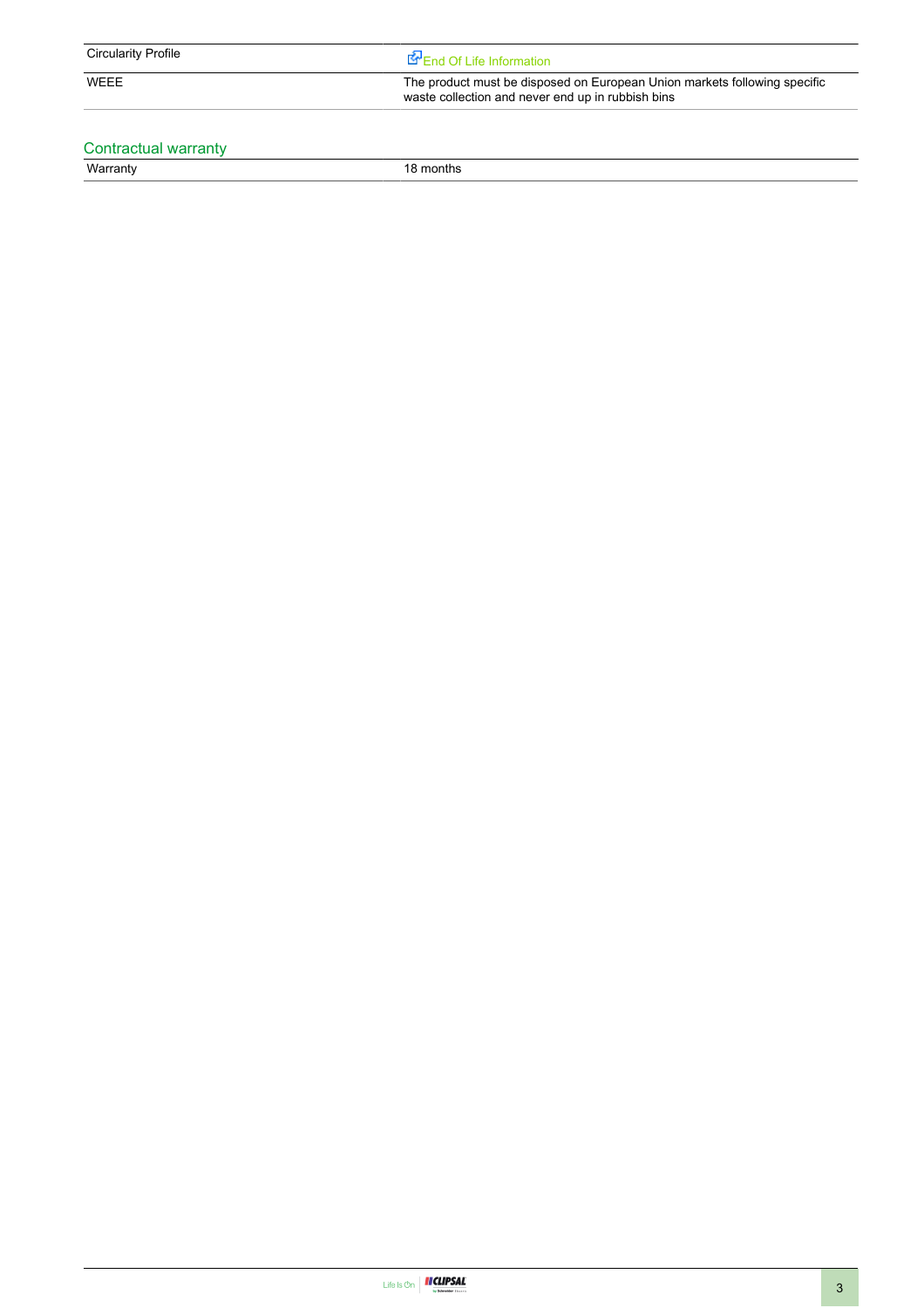| | |
|---|---|
| Circularity Profile | End Of Life Information |
| WEEE | The product must be disposed on European Union markets following specific waste collection and never end up in rubbish bins |

## Contractual warranty

| | |
|---|---|
| Warranty | 18 months |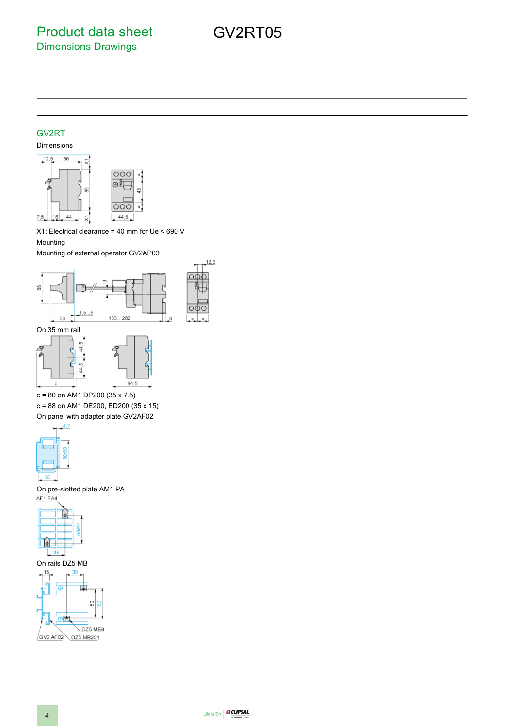# Product data sheet
## Dimensions Drawings

# GV2RT05

### GV2RT

Dimensions

X1: Electrical clearance = 40 mm for Ue < 690 V

Mounting

Mounting of external operator GV2AP03

On 35 mm rail

c = 80 on AM1 DP200 (35 x 7.5)

c = 88 on AM1 DE200, ED200 (35 x 15)

On panel with adapter plate GV2AF02

On pre-slotted plate AM1 PA

On rails DZ5 MB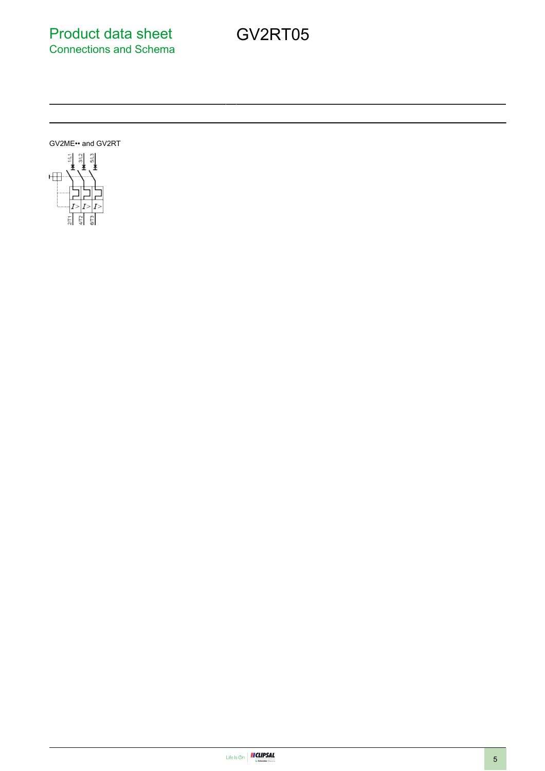# Product data sheet

## Connections and Schema

# GV2RT05

GV2ME•• and GV2RT

1/L1 3/L2 5/L3

I> I> I>

2/T1 4/T2 6/T3